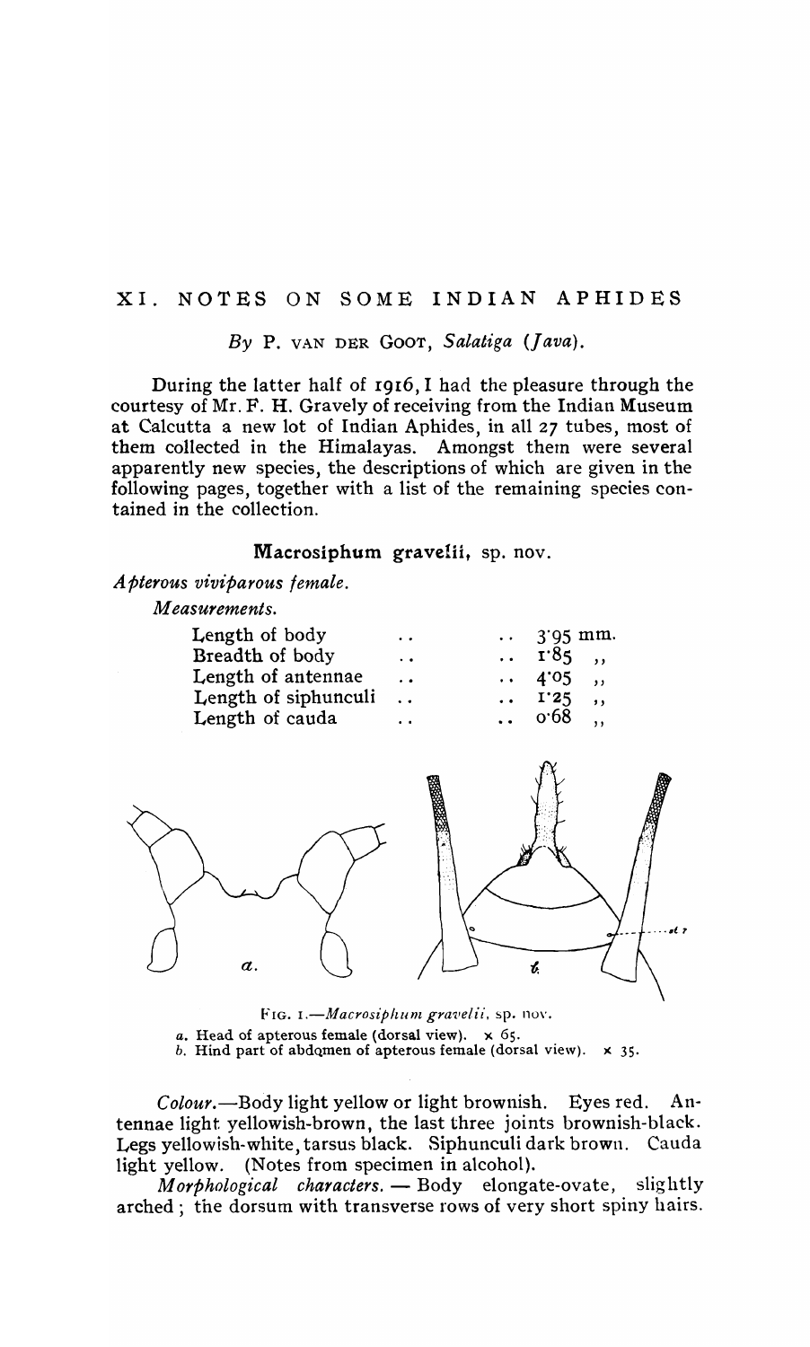# XI. NOTES ON SOME INDIAN APHIDES

*By* P. VAN DER GOOT, *Salatiga (Java).*

During the latter half of 1916, I had the pleasure through the courtesy of Mr. F. H. Gravely of receiving from the Indian Museum at Calcutta a new lot of Indian Aphides, in all 27 tubes, most of them collected in the Himalayas. Amongst them were several apparently new species, the descriptions of which are given in the following pages, together with a list of the remaining species contained in the collection.

## Macrosiphum gravelii, sp. nov.

*Apterous viviparous female.*

*Measurements.*

| | |
|---|---|
| Length of body | 3·95 mm. |
| Breadth of body | 1·85 ,, |
| Length of antennae | 4·05 ,, |
| Length of siphunculi | 1·25 ,, |
| Length of cauda | 0·68 ,, |

FIG. 1.—*Macrosiphum gravelii*, sp. nov.

*a.* Head of apterous female (dorsal view). × 65.
*b.* Hind part of abdomen of apterous female (dorsal view). × 35.

*Colour.*—Body light yellow or light brownish. Eyes red. Antennae light yellowish-brown, the last three joints brownish-black. Legs yellowish-white, tarsus black. Siphunculi dark brown. Cauda light yellow. (Notes from specimen in alcohol).

*Morphological characters.* — Body elongate-ovate, slightly arched; the dorsum with transverse rows of very short spiny hairs.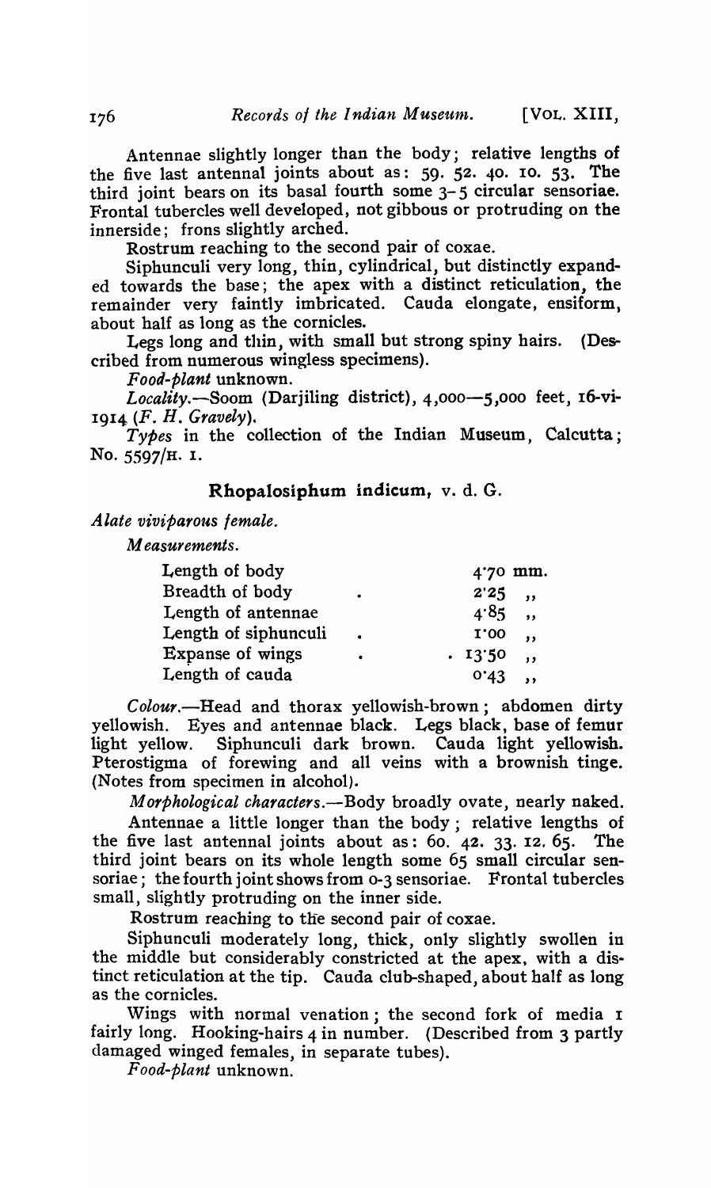Antennae slightly longer than the body; relative lengths of the five last antennal joints about as: 59. 52. 40. 10. 53. The third joint bears on its basal fourth some 3–5 circular sensoriae. Frontal tubercles well developed, not gibbous or protruding on the innerside; frons slightly arched.

Rostrum reaching to the second pair of coxae.

Siphunculi very long, thin, cylindrical, but distinctly expanded towards the base; the apex with a distinct reticulation, the remainder very faintly imbricated. Cauda elongate, ensiform, about half as long as the cornicles.

Legs long and thin, with small but strong spiny hairs. (Described from numerous wingless specimens).

*Food-plant* unknown.

*Locality*.—Soom (Darjiling district), 4,000—5,000 feet, 16-vi-1914 (*F. H. Gravely*).

*Types* in the collection of the Indian Museum, Calcutta; No. 5597/H. 1.

## Rhopalosiphum indicum, v. d. G.

*Alate viviparous female.*

*Measurements.*

| | |
|---|---|
| Length of body | 4·70 mm. |
| Breadth of body | 2·25 ,, |
| Length of antennae | 4·85 ,, |
| Length of siphunculi | 1·00 ,, |
| Expanse of wings | 13·50 ,, |
| Length of cauda | 0·43 ,, |

*Colour*.—Head and thorax yellowish-brown; abdomen dirty yellowish. Eyes and antennae black. Legs black, base of femur light yellow. Siphunculi dark brown. Cauda light yellowish. Pterostigma of forewing and all veins with a brownish tinge. (Notes from specimen in alcohol).

*Morphological characters*.—Body broadly ovate, nearly naked.

Antennae a little longer than the body; relative lengths of the five last antennal joints about as: 60. 42. 33. 12. 65. The third joint bears on its whole length some 65 small circular sensoriae; the fourth joint shows from 0-3 sensoriae. Frontal tubercles small, slightly protruding on the inner side.

Rostrum reaching to the second pair of coxae.

Siphunculi moderately long, thick, only slightly swollen in the middle but considerably constricted at the apex, with a distinct reticulation at the tip. Cauda club-shaped, about half as long as the cornicles.

Wings with normal venation; the second fork of media 1 fairly long. Hooking-hairs 4 in number. (Described from 3 partly damaged winged females, in separate tubes).

*Food-plant* unknown.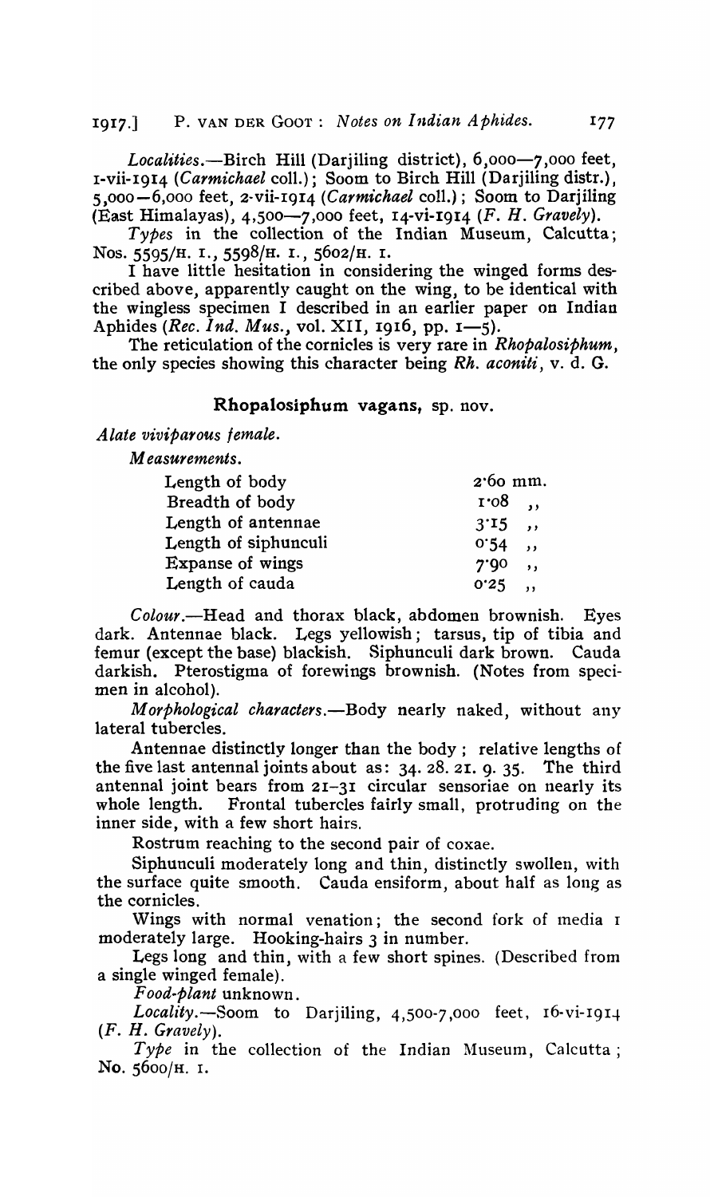*Localities.*—Birch Hill (Darjiling district), 6,000—7,000 feet, 1-vii-1914 (*Carmichael* coll.); Soom to Birch Hill (Darjiling distr.), 5,000—6,000 feet, 2-vii-1914 (*Carmichael* coll.); Soom to Darjiling (East Himalayas), 4,500—7,000 feet, 14-vi-1914 (*F. H. Gravely*).

*Types* in the collection of the Indian Museum, Calcutta; Nos. 5595/H. 1., 5598/H. 1., 5602/H. 1.

I have little hesitation in considering the winged forms described above, apparently caught on the wing, to be identical with the wingless specimen I described in an earlier paper on Indian Aphides (*Rec. Ind. Mus.*, vol. XII, 1916, pp. 1—5).

The reticulation of the cornicles is very rare in *Rhopalosiphum*, the only species showing this character being *Rh. aconiti*, v. d. G.

## Rhopalosiphum vagans, sp. nov.

*Alate viviparous female.*

*Measurements.*

| | |
|---|---|
| Length of body | 2·60 mm. |
| Breadth of body | 1·08 ,, |
| Length of antennae | 3·15 ,, |
| Length of siphunculi | 0·54 ,, |
| Expanse of wings | 7·90 ,, |
| Length of cauda | 0·25 ,, |

*Colour.*—Head and thorax black, abdomen brownish. Eyes dark. Antennae black. Legs yellowish; tarsus, tip of tibia and femur (except the base) blackish. Siphunculi dark brown. Cauda darkish. Pterostigma of forewings brownish. (Notes from specimen in alcohol).

*Morphological characters.*—Body nearly naked, without any lateral tubercles.

Antennae distinctly longer than the body; relative lengths of the five last antennal joints about as: 34. 28. 21. 9. 35. The third antennal joint bears from 21–31 circular sensoriae on nearly its whole length. Frontal tubercles fairly small, protruding on the inner side, with a few short hairs.

Rostrum reaching to the second pair of coxae.

Siphunculi moderately long and thin, distinctly swollen, with the surface quite smooth. Cauda ensiform, about half as long as the cornicles.

Wings with normal venation; the second fork of media 1 moderately large. Hooking-hairs 3 in number.

Legs long and thin, with a few short spines. (Described from a single winged female).

*Food-plant* unknown.

*Locality.*—Soom to Darjiling, 4,500-7,000 feet, 16-vi-1914 (*F. H. Gravely*).

*Type* in the collection of the Indian Museum, Calcutta; No. 5600/H. 1.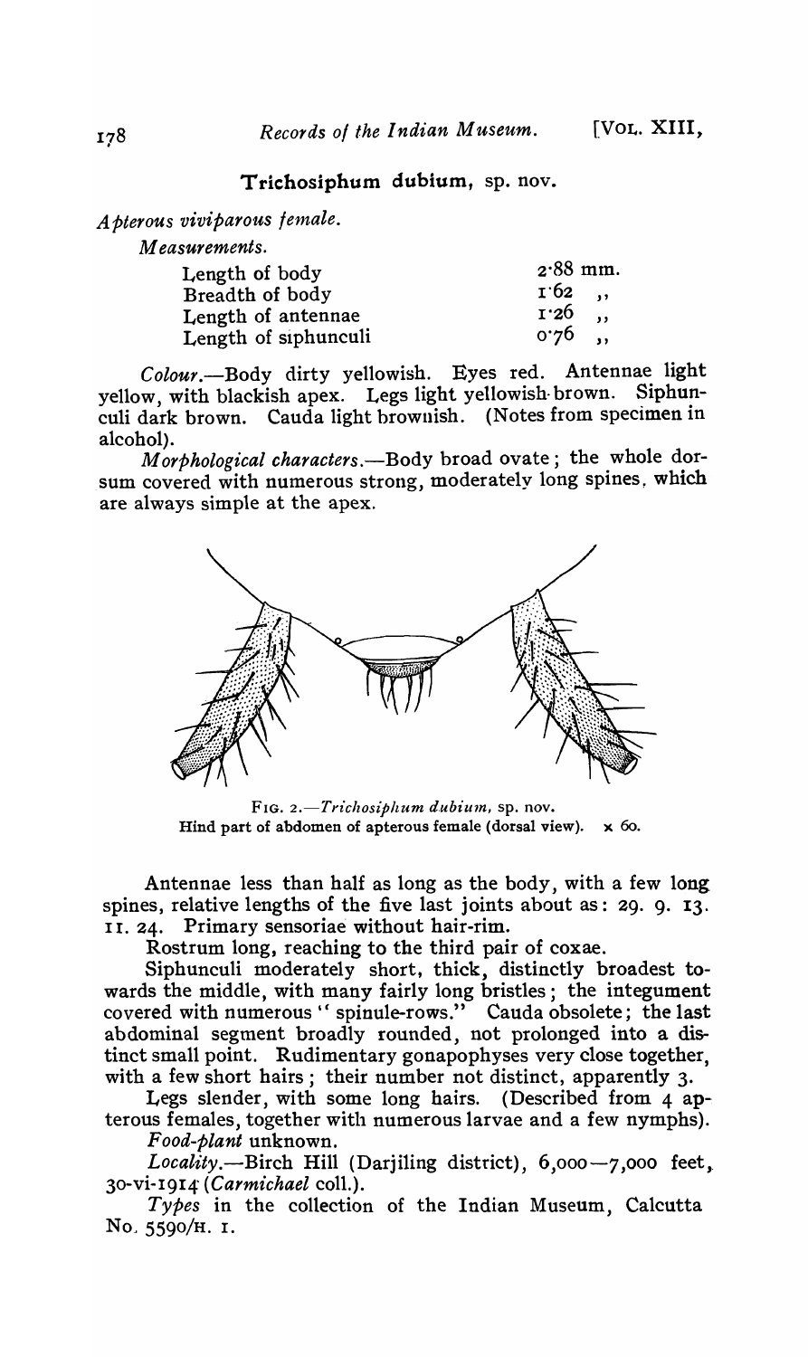### *Trichosiphum dubium*, sp. nov.

*Apterous viviparous female.*

*Measurements.*

| | |
|---|---|
| Length of body | 2·88 mm. |
| Breadth of body | 1·62 ,, |
| Length of antennae | 1·26 ,, |
| Length of siphunculi | 0·76 ,, |

*Colour.*—Body dirty yellowish. Eyes red. Antennae light yellow, with blackish apex. Legs light yellowish-brown. Siphunculi dark brown. Cauda light brownish. (Notes from specimen in alcohol).

*Morphological characters.*—Body broad ovate; the whole dorsum covered with numerous strong, moderately long spines, which are always simple at the apex.

FIG. 2.—*Trichosiphum dubium*, sp. nov. Hind part of abdomen of apterous female (dorsal view). × 60.

Antennae less than half as long as the body, with a few long spines, relative lengths of the five last joints about as: 29. 9. 13. 11. 24. Primary sensoriae without hair-rim.

Rostrum long, reaching to the third pair of coxae.

Siphunculi moderately short, thick, distinctly broadest towards the middle, with many fairly long bristles; the integument covered with numerous "spinule-rows." Cauda obsolete; the last abdominal segment broadly rounded, not prolonged into a distinct small point. Rudimentary gonapophyses very close together, with a few short hairs; their number not distinct, apparently 3.

Legs slender, with some long hairs. (Described from 4 apterous females, together with numerous larvae and a few nymphs).

*Food-plant* unknown.

*Locality.*—Birch Hill (Darjiling district), 6,000—7,000 feet, 30-vi-1914 (*Carmichael* coll.).

*Types* in the collection of the Indian Museum, Calcutta No. 5590/H. 1.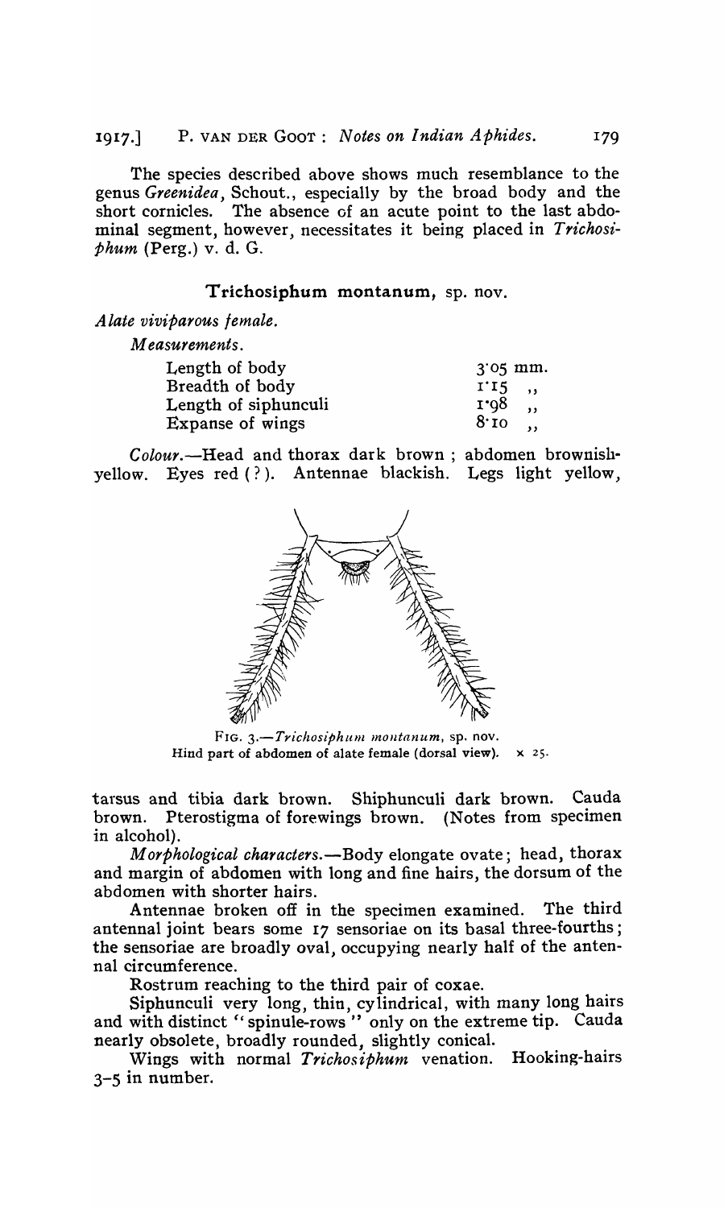The species described above shows much resemblance to the genus *Greenidea*, Schout., especially by the broad body and the short cornicles. The absence of an acute point to the last abdominal segment, however, necessitates it being placed in *Trichosiphum* (Perg.) v. d. G.

## Trichosiphum montanum, sp. nov.

*Alate viviparous female.*

*Measurements.*

| | |
|---|---|
| Length of body | 3·05 mm. |
| Breadth of body | 1·15 ,, |
| Length of siphunculi | 1·98 ,, |
| Expanse of wings | 8·10 ,, |

*Colour.*—Head and thorax dark brown; abdomen brownish-yellow. Eyes red (?). Antennae blackish. Legs light yellow, tarsus and tibia dark brown. Shiphunculi dark brown. Cauda brown. Pterostigma of forewings brown. (Notes from specimen in alcohol).

FIG. 3.—*Trichosiphum montanum*, sp. nov. Hind part of abdomen of alate female (dorsal view). × 25.

*Morphological characters.*—Body elongate ovate; head, thorax and margin of abdomen with long and fine hairs, the dorsum of the abdomen with shorter hairs.

Antennae broken off in the specimen examined. The third antennal joint bears some 17 sensoriae on its basal three-fourths; the sensoriae are broadly oval, occupying nearly half of the antennal circumference.

Rostrum reaching to the third pair of coxae.

Siphunculi very long, thin, cylindrical, with many long hairs and with distinct "spinule-rows" only on the extreme tip. Cauda nearly obsolete, broadly rounded, slightly conical.

Wings with normal *Trichosiphum* venation. Hooking-hairs 3–5 in number.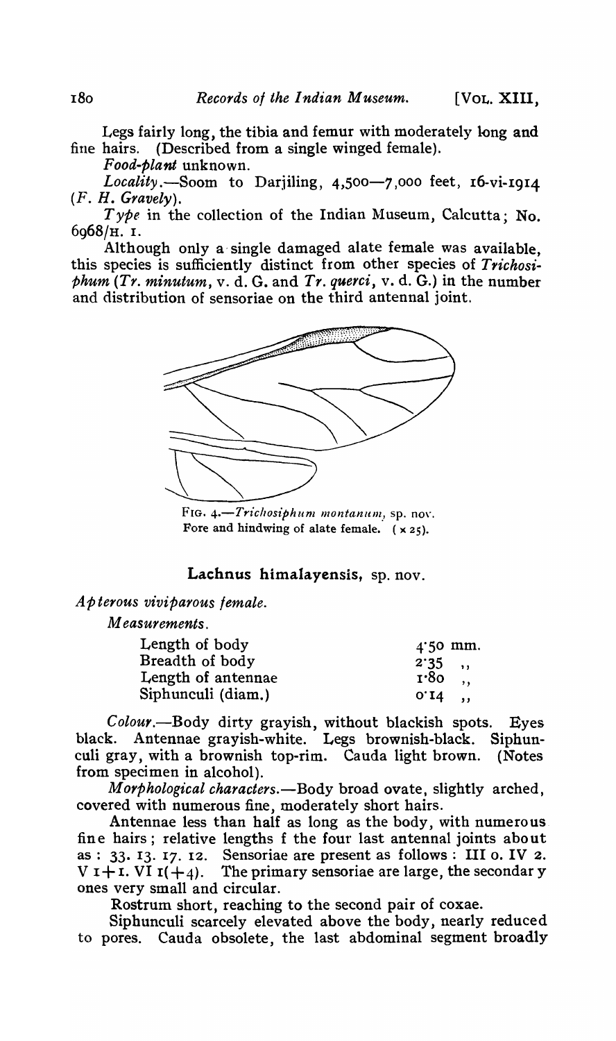Legs fairly long, the tibia and femur with moderately long and fine hairs. (Described from a single winged female).

*Food-plant* unknown.

*Locality*.—Soom to Darjiling, 4,500—7,000 feet, 16-vi-1914 (*F. H. Gravely*).

*Type* in the collection of the Indian Museum, Calcutta; No. 6968/H. 1.

Although only a single damaged alate female was available, this species is sufficiently distinct from other species of *Trichosiphum* (*Tr. minutum*, v. d. G. and *Tr. querci*, v. d. G.) in the number and distribution of sensoriae on the third antennal joint.

FIG. 4.—*Trichosiphum montanum*, sp. nov. Fore and hindwing of alate female. (× 25).

## Lachnus himalayensis, sp. nov.

*Apterous viviparous female.*

*Measurements.*

| | |
|---|---|
| Length of body | 4·50 mm. |
| Breadth of body | 2·35 ,, |
| Length of antennae | 1·80 ,, |
| Siphunculi (diam.) | 0·14 ,, |

*Colour*.—Body dirty grayish, without blackish spots. Eyes black. Antennae grayish-white. Legs brownish-black. Siphunculi gray, with a brownish top-rim. Cauda light brown. (Notes from specimen in alcohol).

*Morphological characters*.—Body broad ovate, slightly arched, covered with numerous fine, moderately short hairs.

Antennae less than half as long as the body, with numerous fine hairs; relative lengths f the four last antennal joints about as: 33. 13. 17. 12. Sensoriae are present as follows: III 0. IV 2. V 1+1. VI 1(+4). The primary sensoriae are large, the secondary ones very small and circular.

Rostrum short, reaching to the second pair of coxae.

Siphunculi scarcely elevated above the body, nearly reduced to pores. Cauda obsolete, the last abdominal segment broadly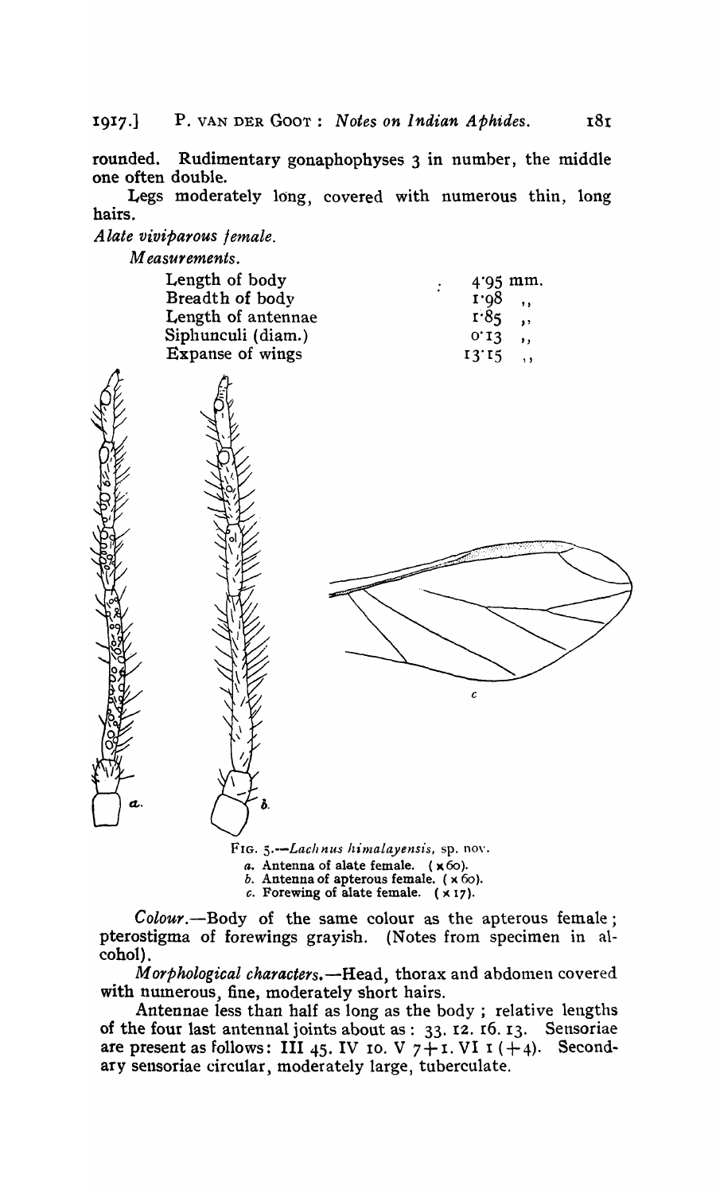rounded. Rudimentary gonaphophyses 3 in number, the middle one often double.

Legs moderately long, covered with numerous thin, long hairs.

*Alate viviparous female.*

*Measurements.*

| | |
|---|---|
| Length of body | : 4·95 mm. |
| Breadth of body | 1·98 ,, |
| Length of antennae | 1·85 ,, |
| Siphunculi (diam.) | 0·13 ,, |
| Expanse of wings | 13·15 ,, |

FIG. 5.—*Lachnus himalayensis*, sp. nov.
*a.* Antenna of alate female. (× 60).
*b.* Antenna of apterous female. (× 60).
*c.* Forewing of alate female. (× 17).

*Colour.*—Body of the same colour as the apterous female; pterostigma of forewings grayish. (Notes from specimen in alcohol).

*Morphological characters.*—Head, thorax and abdomen covered with numerous, fine, moderately short hairs.

Antennae less than half as long as the body; relative lengths of the four last antennal joints about as: 33. 12. 16. 13. Sensoriae are present as follows: III 45. IV 10. V 7+1. VI 1 (+4). Secondary sensoriae circular, moderately large, tuberculate.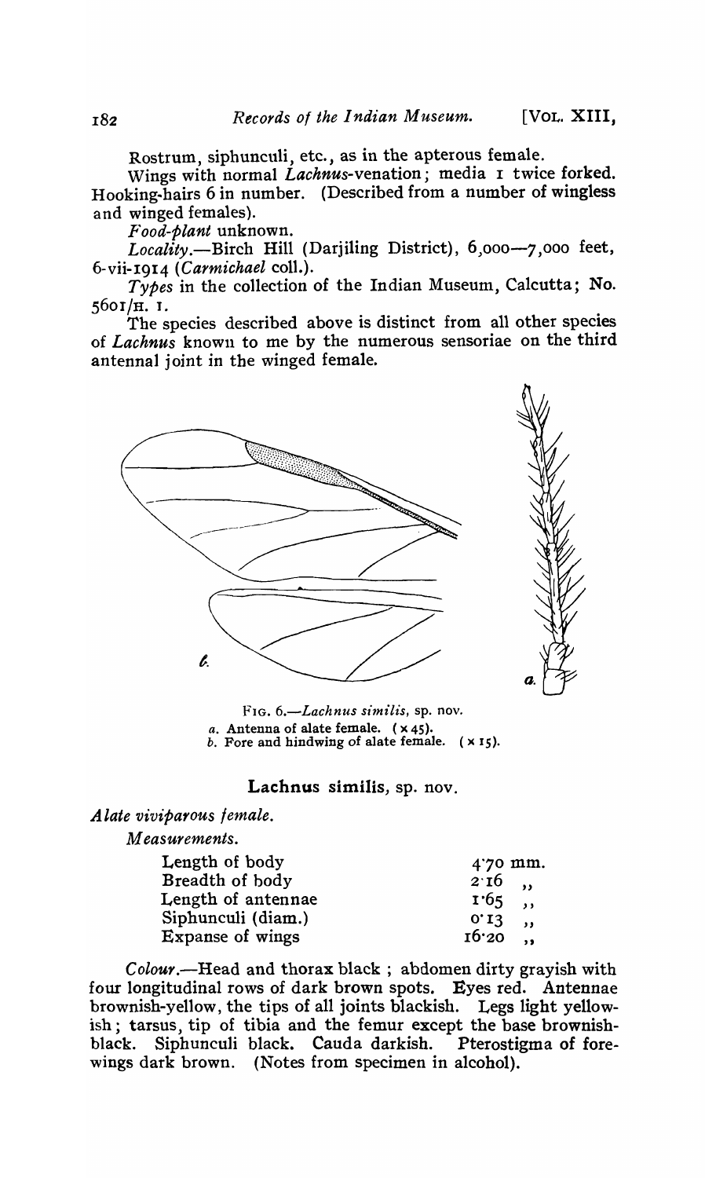Rostrum, siphunculi, etc., as in the apterous female.

Wings with normal *Lachnus*-venation; media 1 twice forked. Hooking-hairs 6 in number. (Described from a number of wingless and winged females).

*Food-plant* unknown.

*Locality*.—Birch Hill (Darjiling District), 6,000—7,000 feet, 6-vii-1914 (*Carmichael* coll.).

*Types* in the collection of the Indian Museum, Calcutta; No. 5601/H. 1.

The species described above is distinct from all other species of *Lachnus* known to me by the numerous sensoriae on the third antennal joint in the winged female.

FIG. 6.—*Lachnus similis*, sp. nov.
*a*. Antenna of alate female. (× 45).
*b*. Fore and hindwing of alate female. (× 15).

## Lachnus similis, sp. nov.

*Alate viviparous female.*

*Measurements.*

| | |
|---|---|
| Length of body | 4·70 mm. |
| Breadth of body | 2·16 ,, |
| Length of antennae | 1·65 ,, |
| Siphunculi (diam.) | 0·13 ,, |
| Expanse of wings | 16·20 ,, |

*Colour*.—Head and thorax black; abdomen dirty grayish with four longitudinal rows of dark brown spots. Eyes red. Antennae brownish-yellow, the tips of all joints blackish. Legs light yellowish; tarsus, tip of tibia and the femur except the base brownish-black. Siphunculi black. Cauda darkish. Pterostigma of forewings dark brown. (Notes from specimen in alcohol).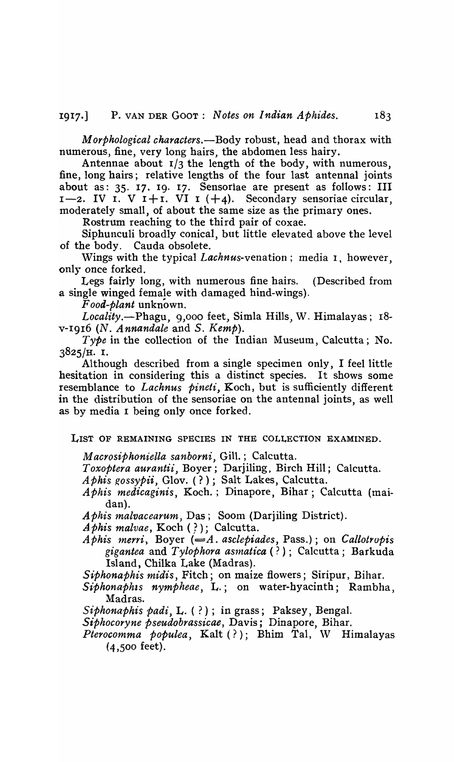*Morphological characters.*—Body robust, head and thorax with numerous, fine, very long hairs, the abdomen less hairy.

Antennae about 1/3 the length of the body, with numerous, fine, long hairs; relative lengths of the four last antennal joints about as: 35. 17. 19. 17. Sensoriae are present as follows: III 1—2. IV 1. V 1+1. VI 1 (+4). Secondary sensoriae circular, moderately small, of about the same size as the primary ones.

Rostrum reaching to the third pair of coxae.

Siphunculi broadly conical, but little elevated above the level of the body. Cauda obsolete.

Wings with the typical *Lachnus*-venation; media 1, however, only once forked.

Legs fairly long, with numerous fine hairs. (Described from a single winged female with damaged hind-wings).

*Food-plant* unknown.

*Locality.*—Phagu, 9,000 feet, Simla Hills, W. Himalayas; 18-v-1916 (*N. Annandale* and *S. Kemp*).

*Type* in the collection of the Indian Museum, Calcutta; No. 3825/H. 1.

Although described from a single specimen only, I feel little hesitation in considering this a distinct species. It shows some resemblance to *Lachnus pineti*, Koch, but is sufficiently different in the distribution of the sensoriae on the antennal joints, as well as by media 1 being only once forked.

## LIST OF REMAINING SPECIES IN THE COLLECTION EXAMINED.

- *Macrosiphoniella sanborni*, Gill.; Calcutta.
- *Toxoptera aurantii*, Boyer; Darjiling, Birch Hill; Calcutta.
- *Aphis gossypii*, Glov. (?); Salt Lakes, Calcutta.
- *Aphis medicaginis*, Koch.; Dinapore, Bihar; Calcutta (maidan).
- *Aphis malvacearum*, Das; Soom (Darjiling District).
- *Aphis malvae*, Koch (?); Calcutta.
- *Aphis merri*, Boyer (=*A. asclepiades*, Pass.); on *Callotropis gigantea* and *Tylophora asmatica* (?); Calcutta; Barkuda Island, Chilka Lake (Madras).
- *Siphonaphis midis*, Fitch; on maize flowers; Siripur, Bihar.
- *Siphonaphis nympheae*, L.; on water-hyacinth; Rambha, Madras.
- *Siphonaphis padi*, L. (?); in grass; Paksey, Bengal.
- *Siphocoryne pseudobrassicae*, Davis; Dinapore, Bihar.
- *Pterocomma populea*, Kalt (?); Bhim Tal, W Himalayas (4,500 feet).